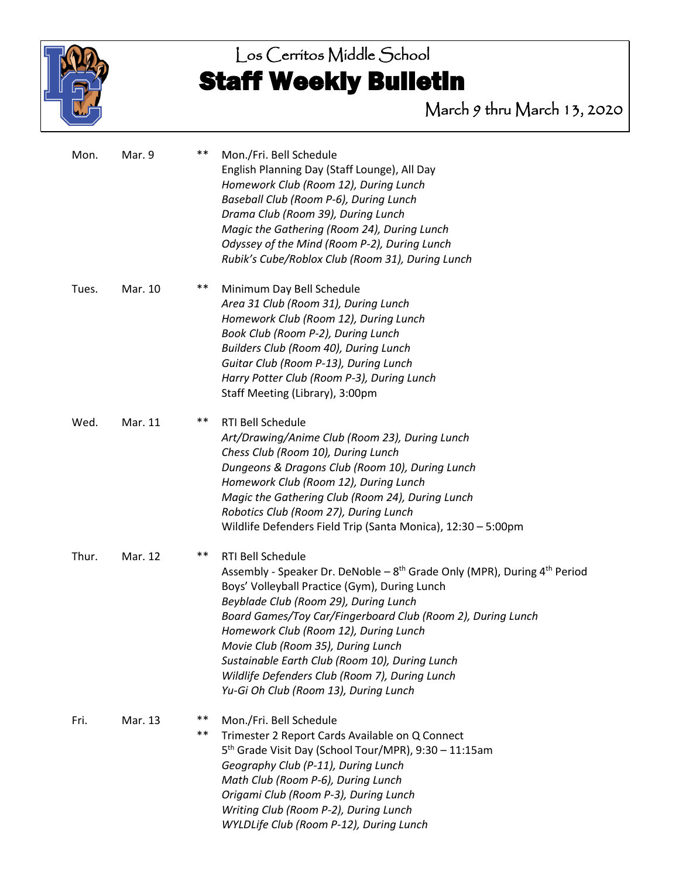# Los Cerritos Middle School

## Staff Weekly Bulletin

March 9 thru March 13, 2020

| | | | |
|---|---|---|---|
| Mon. | Mar. 9 | ** | Mon./Fri. Bell Schedule<br>English Planning Day (Staff Lounge), All Day<br>*Homework Club (Room 12), During Lunch*<br>*Baseball Club (Room P-6), During Lunch*<br>*Drama Club (Room 39), During Lunch*<br>*Magic the Gathering (Room 24), During Lunch*<br>*Odyssey of the Mind (Room P-2), During Lunch*<br>*Rubik's Cube/Roblox Club (Room 31), During Lunch* |
| Tues. | Mar. 10 | ** | Minimum Day Bell Schedule<br>*Area 31 Club (Room 31), During Lunch*<br>*Homework Club (Room 12), During Lunch*<br>*Book Club (Room P-2), During Lunch*<br>*Builders Club (Room 40), During Lunch*<br>*Guitar Club (Room P-13), During Lunch*<br>*Harry Potter Club (Room P-3), During Lunch*<br>Staff Meeting (Library), 3:00pm |
| Wed. | Mar. 11 | ** | RTI Bell Schedule<br>*Art/Drawing/Anime Club (Room 23), During Lunch*<br>*Chess Club (Room 10), During Lunch*<br>*Dungeons & Dragons Club (Room 10), During Lunch*<br>*Homework Club (Room 12), During Lunch*<br>*Magic the Gathering Club (Room 24), During Lunch*<br>*Robotics Club (Room 27), During Lunch*<br>Wildlife Defenders Field Trip (Santa Monica), 12:30 – 5:00pm |
| Thur. | Mar. 12 | ** | RTI Bell Schedule<br>Assembly - Speaker Dr. DeNoble – 8th Grade Only (MPR), During 4th Period<br>Boys' Volleyball Practice (Gym), During Lunch<br>*Beyblade Club (Room 29), During Lunch*<br>*Board Games/Toy Car/Fingerboard Club (Room 2), During Lunch*<br>*Homework Club (Room 12), During Lunch*<br>*Movie Club (Room 35), During Lunch*<br>*Sustainable Earth Club (Room 10), During Lunch*<br>*Wildlife Defenders Club (Room 7), During Lunch*<br>*Yu-Gi Oh Club (Room 13), During Lunch* |
| Fri. | Mar. 13 | **<br>** | Mon./Fri. Bell Schedule<br>Trimester 2 Report Cards Available on Q Connect<br>5th Grade Visit Day (School Tour/MPR), 9:30 – 11:15am<br>*Geography Club (P-11), During Lunch*<br>*Math Club (Room P-6), During Lunch*<br>*Origami Club (Room P-3), During Lunch*<br>*Writing Club (Room P-2), During Lunch*<br>*WYLDLife Club (Room P-12), During Lunch* |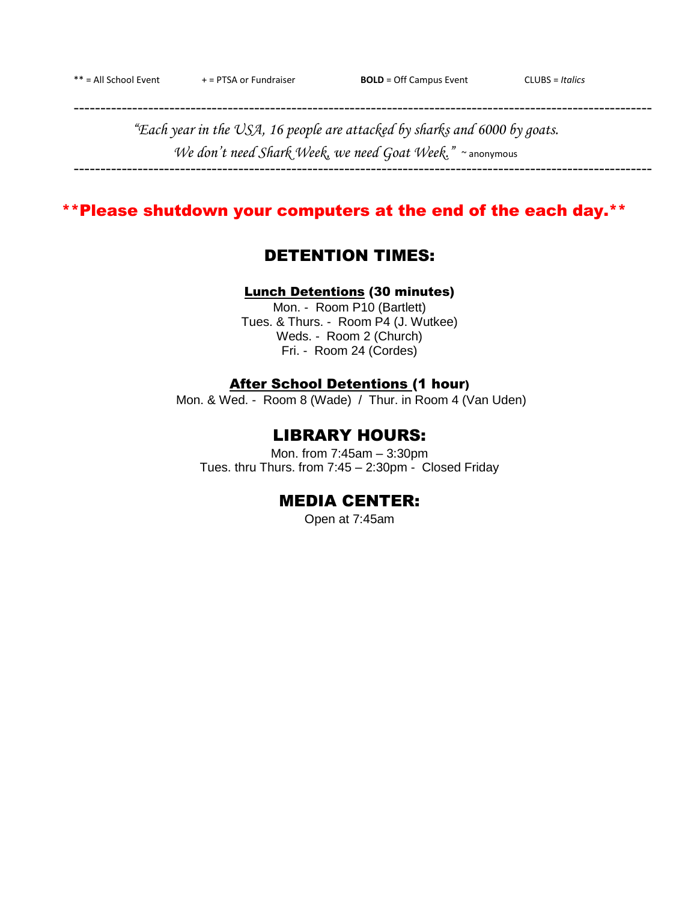** = All School Event    + = PTSA or Fundraiser    **BOLD** = Off Campus Event    CLUBS = *Italics*

---

*"Each year in the USA, 16 people are attacked by sharks and 6000 by goats.*
*We don't need Shark Week, we need Goat Week."* ~ anonymous

---

**\*\*Please shutdown your computers at the end of the each day.\*\***

## DETENTION TIMES:

**Lunch Detentions (30 minutes)**

Mon. - Room P10 (Bartlett)
Tues. & Thurs. - Room P4 (J. Wutkee)
Weds. - Room 2 (Church)
Fri. - Room 24 (Cordes)

**After School Detentions (1 hour)**

Mon. & Wed. - Room 8 (Wade) / Thur. in Room 4 (Van Uden)

## LIBRARY HOURS:

Mon. from 7:45am – 3:30pm
Tues. thru Thurs. from 7:45 – 2:30pm - Closed Friday

## MEDIA CENTER:

Open at 7:45am